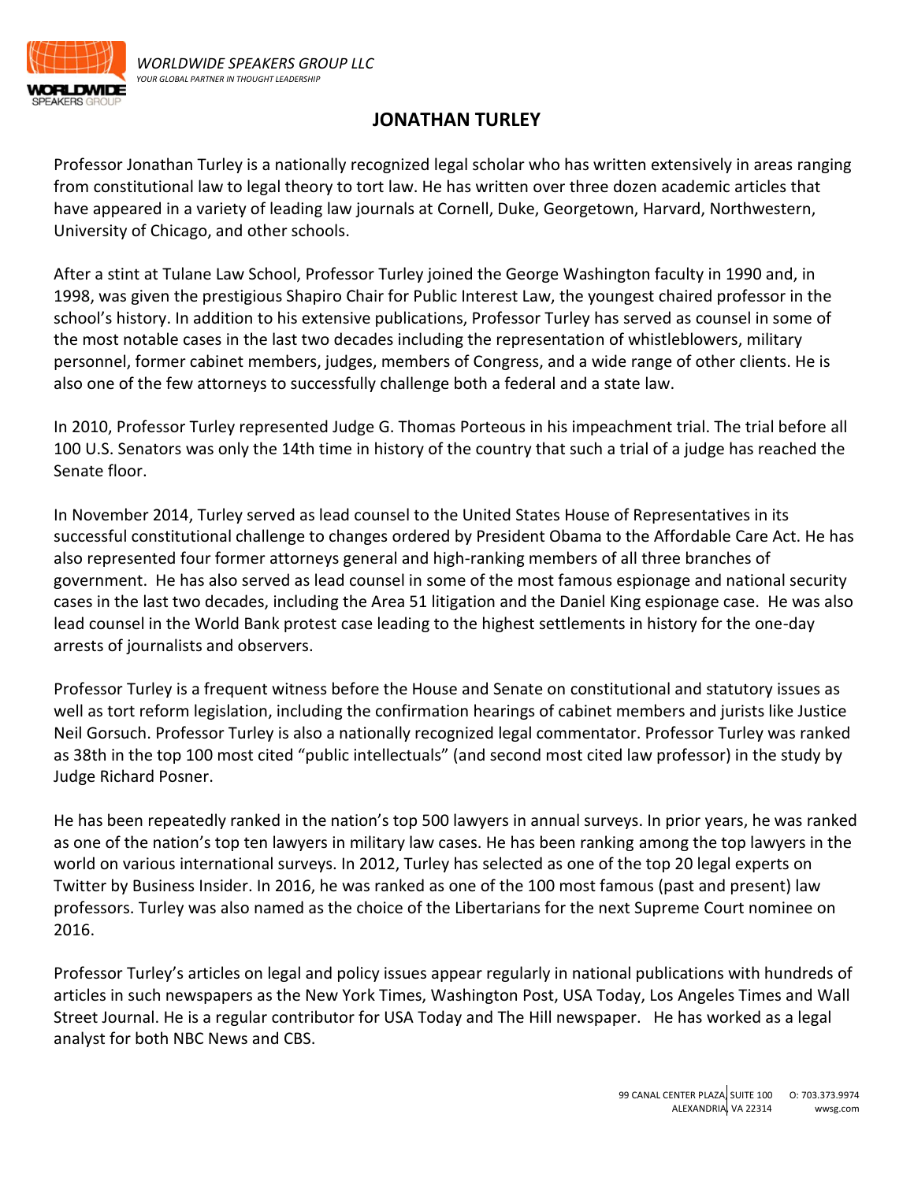*WORLDWIDE SPEAKERS GROUP LLC*
*YOUR GLOBAL PARTNER IN THOUGHT LEADERSHIP*

# JONATHAN TURLEY

Professor Jonathan Turley is a nationally recognized legal scholar who has written extensively in areas ranging from constitutional law to legal theory to tort law. He has written over three dozen academic articles that have appeared in a variety of leading law journals at Cornell, Duke, Georgetown, Harvard, Northwestern, University of Chicago, and other schools.

After a stint at Tulane Law School, Professor Turley joined the George Washington faculty in 1990 and, in 1998, was given the prestigious Shapiro Chair for Public Interest Law, the youngest chaired professor in the school's history. In addition to his extensive publications, Professor Turley has served as counsel in some of the most notable cases in the last two decades including the representation of whistleblowers, military personnel, former cabinet members, judges, members of Congress, and a wide range of other clients. He is also one of the few attorneys to successfully challenge both a federal and a state law.

In 2010, Professor Turley represented Judge G. Thomas Porteous in his impeachment trial. The trial before all 100 U.S. Senators was only the 14th time in history of the country that such a trial of a judge has reached the Senate floor.

In November 2014, Turley served as lead counsel to the United States House of Representatives in its successful constitutional challenge to changes ordered by President Obama to the Affordable Care Act. He has also represented four former attorneys general and high-ranking members of all three branches of government. He has also served as lead counsel in some of the most famous espionage and national security cases in the last two decades, including the Area 51 litigation and the Daniel King espionage case. He was also lead counsel in the World Bank protest case leading to the highest settlements in history for the one-day arrests of journalists and observers.

Professor Turley is a frequent witness before the House and Senate on constitutional and statutory issues as well as tort reform legislation, including the confirmation hearings of cabinet members and jurists like Justice Neil Gorsuch. Professor Turley is also a nationally recognized legal commentator. Professor Turley was ranked as 38th in the top 100 most cited "public intellectuals" (and second most cited law professor) in the study by Judge Richard Posner.

He has been repeatedly ranked in the nation's top 500 lawyers in annual surveys. In prior years, he was ranked as one of the nation's top ten lawyers in military law cases. He has been ranking among the top lawyers in the world on various international surveys. In 2012, Turley has selected as one of the top 20 legal experts on Twitter by Business Insider. In 2016, he was ranked as one of the 100 most famous (past and present) law professors. Turley was also named as the choice of the Libertarians for the next Supreme Court nominee on 2016.

Professor Turley's articles on legal and policy issues appear regularly in national publications with hundreds of articles in such newspapers as the New York Times, Washington Post, USA Today, Los Angeles Times and Wall Street Journal. He is a regular contributor for USA Today and The Hill newspaper. He has worked as a legal analyst for both NBC News and CBS.

99 CANAL CENTER PLAZA | SUITE 100 O: 703.373.9974
ALEXANDRIA | VA 22314 wwsg.com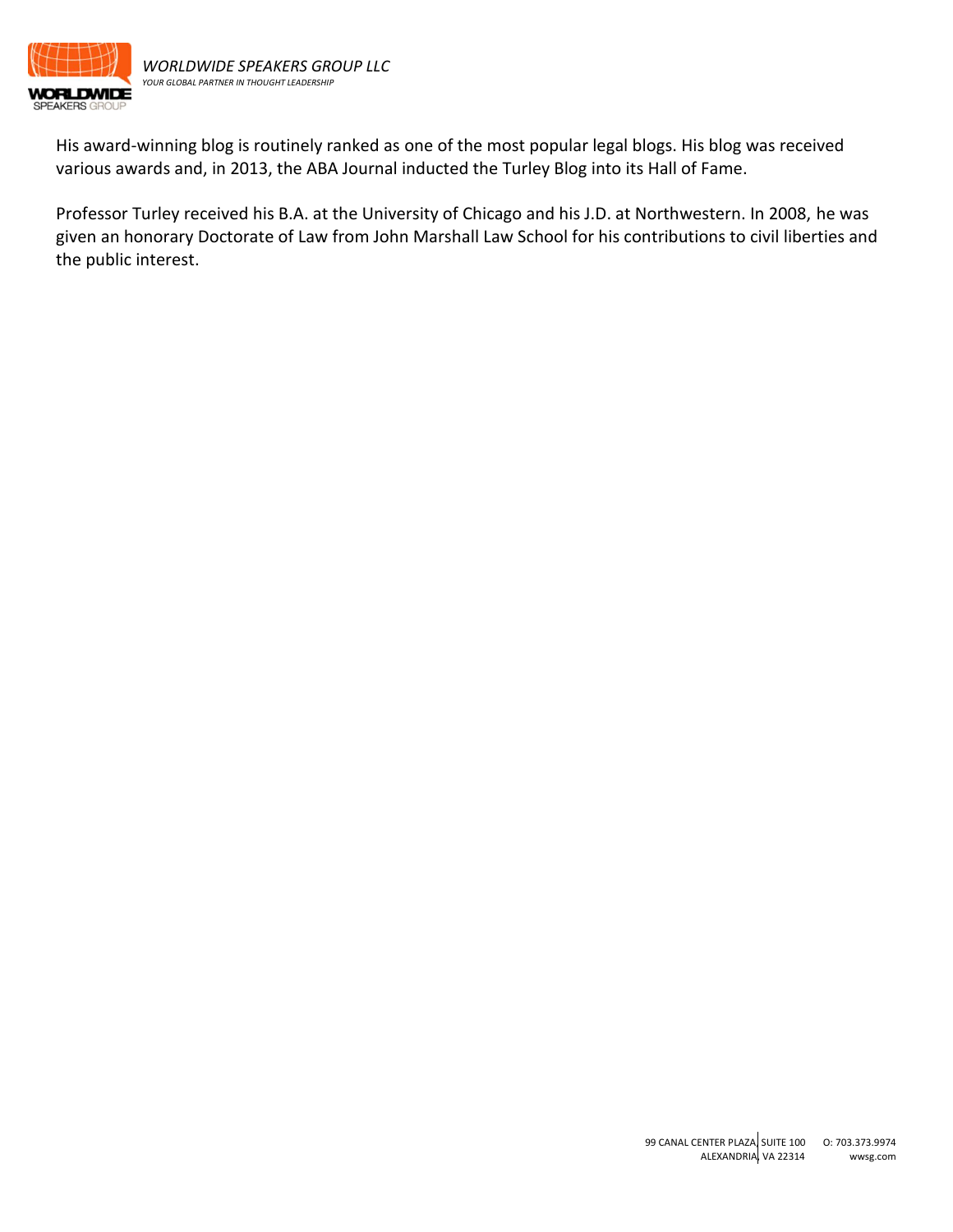His award-winning blog is routinely ranked as one of the most popular legal blogs. His blog was received various awards and, in 2013, the ABA Journal inducted the Turley Blog into its Hall of Fame.

Professor Turley received his B.A. at the University of Chicago and his J.D. at Northwestern. In 2008, he was given an honorary Doctorate of Law from John Marshall Law School for his contributions to civil liberties and the public interest.